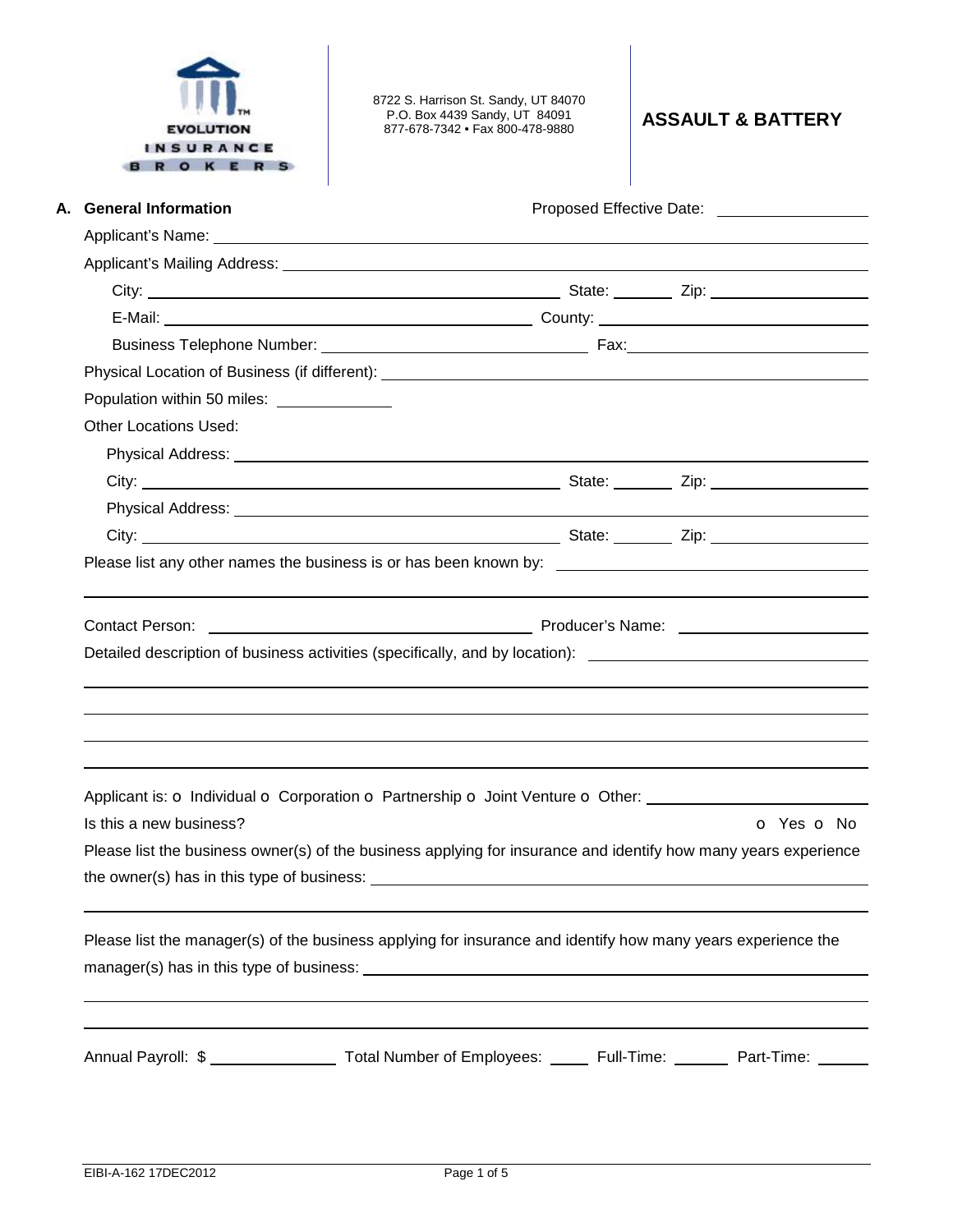EVOLUTION INSURANCE BROKERS

8722 S. Harrison St. Sandy, UT 84070
P.O. Box 4439 Sandy, UT 84091
877-678-7342 • Fax 800-478-9880

# ASSAULT & BATTERY

## A. General Information

Proposed Effective Date: ________________

Applicant's Name: ________________________________________________

Applicant's Mailing Address: ________________________________________________

City: ______________________________ State: ________ Zip: ________________

E-Mail: ______________________________ County: ________________________

Business Telephone Number: ________________________ Fax: ________________________

Physical Location of Business (if different): ________________________________________________

Population within 50 miles: ____________

Other Locations Used:

Physical Address: ________________________________________________

City: ______________________________ State: ________ Zip: ________________

Physical Address: ________________________________________________

City: ______________________________ State: ________ Zip: ________________

Please list any other names the business is or has been known by: ________________________________

________________________________________________________________________________

Contact Person: ______________________________ Producer's Name: ______________________

Detailed description of business activities (specifically, and by location): ________________________

________________________________________________________________________________

________________________________________________________________________________

________________________________________________________________________________

________________________________________________________________________________

Applicant is: o Individual o Corporation o Partnership o Joint Venture o Other: ______________________

Is this a new business? o Yes o No

Please list the business owner(s) of the business applying for insurance and identify how many years experience the owner(s) has in this type of business: ________________________________________________

________________________________________________________________________________

Please list the manager(s) of the business applying for insurance and identify how many years experience the manager(s) has in this type of business: ________________________________________________

________________________________________________________________________________

________________________________________________________________________________

Annual Payroll: $ ______________ Total Number of Employees: ____ Full-Time: ______ Part-Time: ______

EIBI-A-162 17DEC2012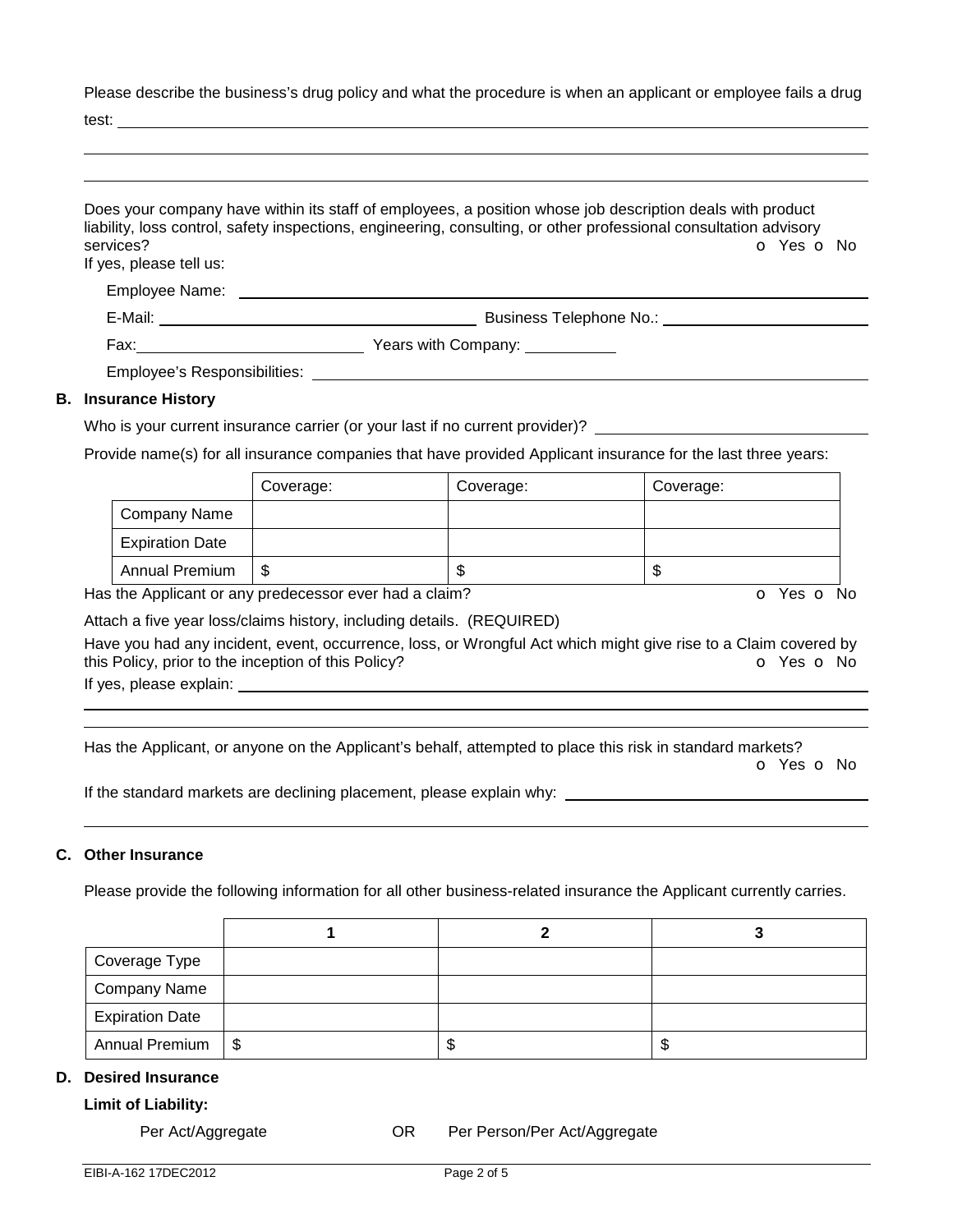Please describe the business's drug policy and what the procedure is when an applicant or employee fails a drug test: \_\_\_\_\_\_\_\_\_\_\_\_\_\_\_\_\_\_\_\_\_\_\_\_\_\_\_\_\_\_\_\_\_\_\_\_\_\_\_\_

Does your company have within its staff of employees, a position whose job description deals with product liability, loss control, safety inspections, engineering, consulting, or other professional consultation advisory services? o Yes o No

If yes, please tell us:

Employee Name: \_\_\_\_\_\_\_\_\_\_\_\_\_\_\_\_\_\_\_\_

E-Mail: \_\_\_\_\_\_\_\_\_\_\_\_\_\_\_\_\_\_\_\_ Business Telephone No.: \_\_\_\_\_\_\_\_\_\_\_\_\_\_\_\_\_\_\_\_

Fax: \_\_\_\_\_\_\_\_\_\_\_\_\_\_\_\_\_\_\_\_ Years with Company: \_\_\_\_\_\_\_\_\_\_

Employee's Responsibilities: \_\_\_\_\_\_\_\_\_\_\_\_\_\_\_\_\_\_\_\_

## B. Insurance History

Who is your current insurance carrier (or your last if no current provider)? \_\_\_\_\_\_\_\_\_\_\_\_\_\_\_\_\_\_\_\_

Provide name(s) for all insurance companies that have provided Applicant insurance for the last three years:

| | Coverage: | Coverage: | Coverage: |
|---|---|---|---|
| Company Name | | | |
| Expiration Date | | | |
| Annual Premium | $ | $ | $ |

Has the Applicant or any predecessor ever had a claim? o Yes o No

Attach a five year loss/claims history, including details. (REQUIRED)

Have you had any incident, event, occurrence, loss, or Wrongful Act which might give rise to a Claim covered by this Policy, prior to the inception of this Policy? o Yes o No

If yes, please explain: \_\_\_\_\_\_\_\_\_\_\_\_\_\_\_\_\_\_\_\_

Has the Applicant, or anyone on the Applicant's behalf, attempted to place this risk in standard markets? o Yes o No

If the standard markets are declining placement, please explain why: \_\_\_\_\_\_\_\_\_\_\_\_\_\_\_\_\_\_\_\_

## C. Other Insurance

Please provide the following information for all other business-related insurance the Applicant currently carries.

| | 1 | 2 | 3 |
|---|---|---|---|
| Coverage Type | | | |
| Company Name | | | |
| Expiration Date | | | |
| Annual Premium | $ | $ | $ |

## D. Desired Insurance

**Limit of Liability:**

Per Act/Aggregate OR Per Person/Per Act/Aggregate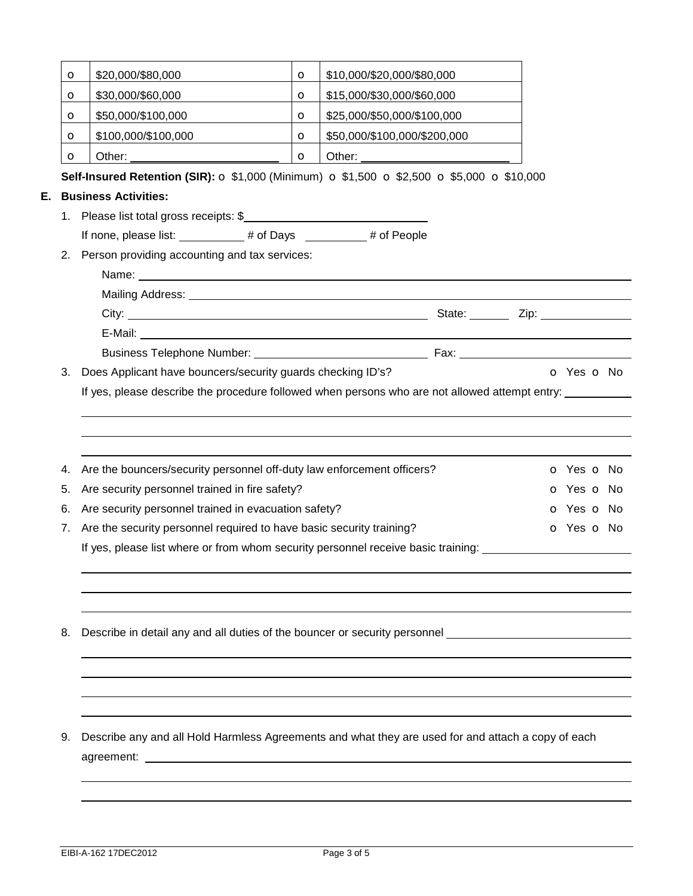| o | \$20,000/\$80,000 | o | \$10,000/\$20,000/\$80,000 |
|---|---|---|---|
| o | \$30,000/\$60,000 | o | \$15,000/\$30,000/\$60,000 |
| o | \$50,000/\$100,000 | o | \$25,000/\$50,000/\$100,000 |
| o | \$100,000/\$100,000 | o | \$50,000/\$100,000/\$200,000 |
| o | Other: \_\_\_\_\_\_\_\_\_\_\_\_\_\_\_\_\_\_\_\_ | o | Other: \_\_\_\_\_\_\_\_\_\_\_\_\_\_\_\_\_\_\_\_ |

**Self-Insured Retention (SIR):** o \$1,000 (Minimum) o \$1,500 o \$2,500 o \$5,000 o \$10,000

**E. Business Activities:**

1. Please list total gross receipts: \$\_\_\_\_\_\_\_\_\_\_\_\_\_\_\_\_\_\_\_\_\_\_\_\_\_\_\_\_

   If none, please list: \_\_\_\_\_\_\_\_\_\_ # of Days \_\_\_\_\_\_\_\_\_\_ # of People

2. Person providing accounting and tax services:

   Name: \_\_\_\_\_\_\_\_\_\_\_\_\_\_\_\_\_\_\_\_\_\_\_\_\_\_\_\_\_\_\_\_\_\_\_\_\_\_\_\_\_\_\_\_

   Mailing Address: \_\_\_\_\_\_\_\_\_\_\_\_\_\_\_\_\_\_\_\_\_\_\_\_\_\_\_\_\_\_\_\_\_\_\_\_\_\_\_\_

   City: \_\_\_\_\_\_\_\_\_\_\_\_\_\_\_\_\_\_\_\_\_\_\_\_\_\_\_\_ State: \_\_\_\_\_\_ Zip: \_\_\_\_\_\_\_\_\_\_\_\_

   E-Mail: \_\_\_\_\_\_\_\_\_\_\_\_\_\_\_\_\_\_\_\_\_\_\_\_\_\_\_\_\_\_\_\_\_\_\_\_\_\_\_\_\_\_\_\_

   Business Telephone Number: \_\_\_\_\_\_\_\_\_\_\_\_\_\_\_\_\_\_\_\_\_\_\_\_ Fax: \_\_\_\_\_\_\_\_\_\_\_\_\_\_\_\_\_\_\_\_\_\_

3. Does Applicant have bouncers/security guards checking ID's? o Yes o No

   If yes, please describe the procedure followed when persons who are not allowed attempt entry: \_\_\_\_\_\_\_\_\_\_

   \_\_\_\_\_\_\_\_\_\_\_\_\_\_\_\_\_\_\_\_\_\_\_\_\_\_\_\_\_\_\_\_\_\_\_\_\_\_\_\_\_\_\_\_\_\_\_\_\_\_\_\_\_\_\_\_\_\_\_\_

   \_\_\_\_\_\_\_\_\_\_\_\_\_\_\_\_\_\_\_\_\_\_\_\_\_\_\_\_\_\_\_\_\_\_\_\_\_\_\_\_\_\_\_\_\_\_\_\_\_\_\_\_\_\_\_\_\_\_\_\_

   \_\_\_\_\_\_\_\_\_\_\_\_\_\_\_\_\_\_\_\_\_\_\_\_\_\_\_\_\_\_\_\_\_\_\_\_\_\_\_\_\_\_\_\_\_\_\_\_\_\_\_\_\_\_\_\_\_\_\_\_

4. Are the bouncers/security personnel off-duty law enforcement officers? o Yes o No
5. Are security personnel trained in fire safety? o Yes o No
6. Are security personnel trained in evacuation safety? o Yes o No
7. Are the security personnel required to have basic security training? o Yes o No

   If yes, please list where or from whom security personnel receive basic training: \_\_\_\_\_\_\_\_\_\_\_\_\_\_\_\_\_\_\_\_

   \_\_\_\_\_\_\_\_\_\_\_\_\_\_\_\_\_\_\_\_\_\_\_\_\_\_\_\_\_\_\_\_\_\_\_\_\_\_\_\_\_\_\_\_\_\_\_\_\_\_\_\_\_\_\_\_\_\_\_\_

   \_\_\_\_\_\_\_\_\_\_\_\_\_\_\_\_\_\_\_\_\_\_\_\_\_\_\_\_\_\_\_\_\_\_\_\_\_\_\_\_\_\_\_\_\_\_\_\_\_\_\_\_\_\_\_\_\_\_\_\_

   \_\_\_\_\_\_\_\_\_\_\_\_\_\_\_\_\_\_\_\_\_\_\_\_\_\_\_\_\_\_\_\_\_\_\_\_\_\_\_\_\_\_\_\_\_\_\_\_\_\_\_\_\_\_\_\_\_\_\_\_

8. Describe in detail any and all duties of the bouncer or security personnel \_\_\_\_\_\_\_\_\_\_\_\_\_\_\_\_\_\_\_\_\_\_\_\_

   \_\_\_\_\_\_\_\_\_\_\_\_\_\_\_\_\_\_\_\_\_\_\_\_\_\_\_\_\_\_\_\_\_\_\_\_\_\_\_\_\_\_\_\_\_\_\_\_\_\_\_\_\_\_\_\_\_\_\_\_

   \_\_\_\_\_\_\_\_\_\_\_\_\_\_\_\_\_\_\_\_\_\_\_\_\_\_\_\_\_\_\_\_\_\_\_\_\_\_\_\_\_\_\_\_\_\_\_\_\_\_\_\_\_\_\_\_\_\_\_\_

   \_\_\_\_\_\_\_\_\_\_\_\_\_\_\_\_\_\_\_\_\_\_\_\_\_\_\_\_\_\_\_\_\_\_\_\_\_\_\_\_\_\_\_\_\_\_\_\_\_\_\_\_\_\_\_\_\_\_\_\_

   \_\_\_\_\_\_\_\_\_\_\_\_\_\_\_\_\_\_\_\_\_\_\_\_\_\_\_\_\_\_\_\_\_\_\_\_\_\_\_\_\_\_\_\_\_\_\_\_\_\_\_\_\_\_\_\_\_\_\_\_

9. Describe any and all Hold Harmless Agreements and what they are used for and attach a copy of each agreement: \_\_\_\_\_\_\_\_\_\_\_\_\_\_\_\_\_\_\_\_\_\_\_\_\_\_\_\_\_\_\_\_\_\_\_\_\_\_\_\_\_\_\_\_\_\_\_\_\_\_\_\_\_\_

   \_\_\_\_\_\_\_\_\_\_\_\_\_\_\_\_\_\_\_\_\_\_\_\_\_\_\_\_\_\_\_\_\_\_\_\_\_\_\_\_\_\_\_\_\_\_\_\_\_\_\_\_\_\_\_\_\_\_\_\_

   \_\_\_\_\_\_\_\_\_\_\_\_\_\_\_\_\_\_\_\_\_\_\_\_\_\_\_\_\_\_\_\_\_\_\_\_\_\_\_\_\_\_\_\_\_\_\_\_\_\_\_\_\_\_\_\_\_\_\_\_

EIBI-A-162 17DEC2012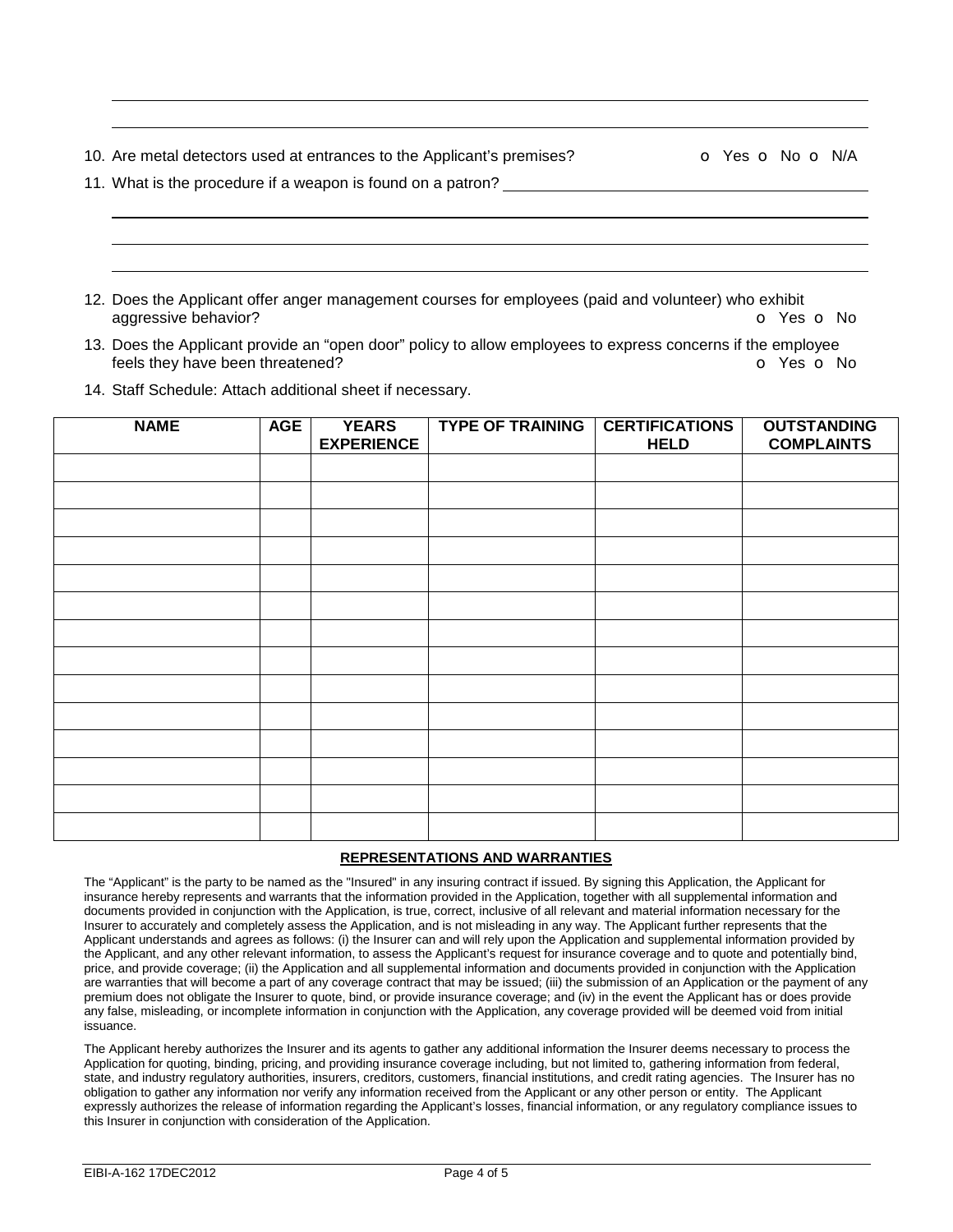10. Are metal detectors used at entrances to the Applicant's premises? o Yes o No o N/A

11. What is the procedure if a weapon is found on a patron? ______________________________

12. Does the Applicant offer anger management courses for employees (paid and volunteer) who exhibit aggressive behavior? o Yes o No

13. Does the Applicant provide an "open door" policy to allow employees to express concerns if the employee feels they have been threatened? o Yes o No

14. Staff Schedule: Attach additional sheet if necessary.

| NAME | AGE | YEARS EXPERIENCE | TYPE OF TRAINING | CERTIFICATIONS HELD | OUTSTANDING COMPLAINTS |
|---|---|---|---|---|---|
| | | | | | |
| | | | | | |
| | | | | | |
| | | | | | |
| | | | | | |
| | | | | | |
| | | | | | |
| | | | | | |
| | | | | | |
| | | | | | |
| | | | | | |
| | | | | | |
| | | | | | |
| | | | | | |

## REPRESENTATIONS AND WARRANTIES

The "Applicant" is the party to be named as the "Insured" in any insuring contract if issued. By signing this Application, the Applicant for insurance hereby represents and warrants that the information provided in the Application, together with all supplemental information and documents provided in conjunction with the Application, is true, correct, inclusive of all relevant and material information necessary for the Insurer to accurately and completely assess the Application, and is not misleading in any way. The Applicant further represents that the Applicant understands and agrees as follows: (i) the Insurer can and will rely upon the Application and supplemental information provided by the Applicant, and any other relevant information, to assess the Applicant's request for insurance coverage and to quote and potentially bind, price, and provide coverage; (ii) the Application and all supplemental information and documents provided in conjunction with the Application are warranties that will become a part of any coverage contract that may be issued; (iii) the submission of an Application or the payment of any premium does not obligate the Insurer to quote, bind, or provide insurance coverage; and (iv) in the event the Applicant has or does provide any false, misleading, or incomplete information in conjunction with the Application, any coverage provided will be deemed void from initial issuance.

The Applicant hereby authorizes the Insurer and its agents to gather any additional information the Insurer deems necessary to process the Application for quoting, binding, pricing, and providing insurance coverage including, but not limited to, gathering information from federal, state, and industry regulatory authorities, insurers, creditors, customers, financial institutions, and credit rating agencies. The Insurer has no obligation to gather any information nor verify any information received from the Applicant or any other person or entity. The Applicant expressly authorizes the release of information regarding the Applicant's losses, financial information, or any regulatory compliance issues to this Insurer in conjunction with consideration of the Application.

EIBI-A-162 17DEC2012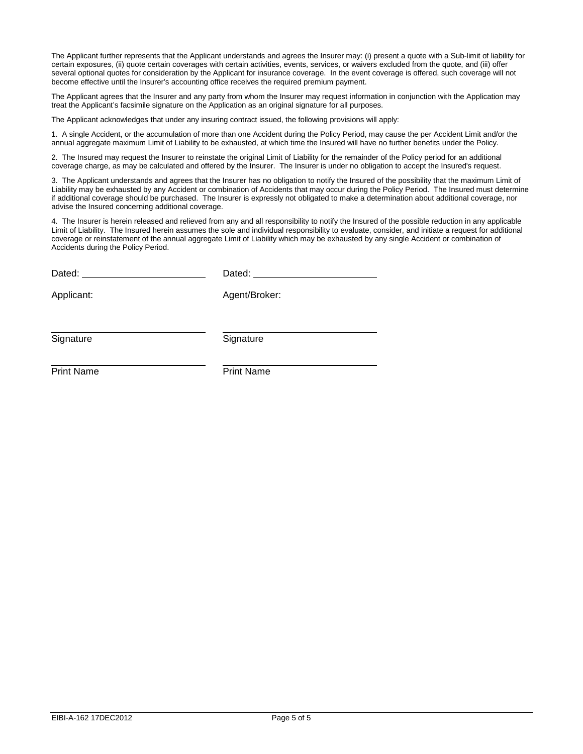The Applicant further represents that the Applicant understands and agrees the Insurer may: (i) present a quote with a Sub-limit of liability for certain exposures, (ii) quote certain coverages with certain activities, events, services, or waivers excluded from the quote, and (iii) offer several optional quotes for consideration by the Applicant for insurance coverage. In the event coverage is offered, such coverage will not become effective until the Insurer's accounting office receives the required premium payment.

The Applicant agrees that the Insurer and any party from whom the Insurer may request information in conjunction with the Application may treat the Applicant's facsimile signature on the Application as an original signature for all purposes.

The Applicant acknowledges that under any insuring contract issued, the following provisions will apply:

1. A single Accident, or the accumulation of more than one Accident during the Policy Period, may cause the per Accident Limit and/or the annual aggregate maximum Limit of Liability to be exhausted, at which time the Insured will have no further benefits under the Policy.

2. The Insured may request the Insurer to reinstate the original Limit of Liability for the remainder of the Policy period for an additional coverage charge, as may be calculated and offered by the Insurer. The Insurer is under no obligation to accept the Insured's request.

3. The Applicant understands and agrees that the Insurer has no obligation to notify the Insured of the possibility that the maximum Limit of Liability may be exhausted by any Accident or combination of Accidents that may occur during the Policy Period. The Insured must determine if additional coverage should be purchased. The Insurer is expressly not obligated to make a determination about additional coverage, nor advise the Insured concerning additional coverage.

4. The Insurer is herein released and relieved from any and all responsibility to notify the Insured of the possible reduction in any applicable Limit of Liability. The Insured herein assumes the sole and individual responsibility to evaluate, consider, and initiate a request for additional coverage or reinstatement of the annual aggregate Limit of Liability which may be exhausted by any single Accident or combination of Accidents during the Policy Period.

Dated: ________________________ Dated: ________________________

Applicant: Agent/Broker:

____________________________ ____________________________
Signature Signature

____________________________ ____________________________
Print Name Print Name

EIBI-A-162 17DEC2012